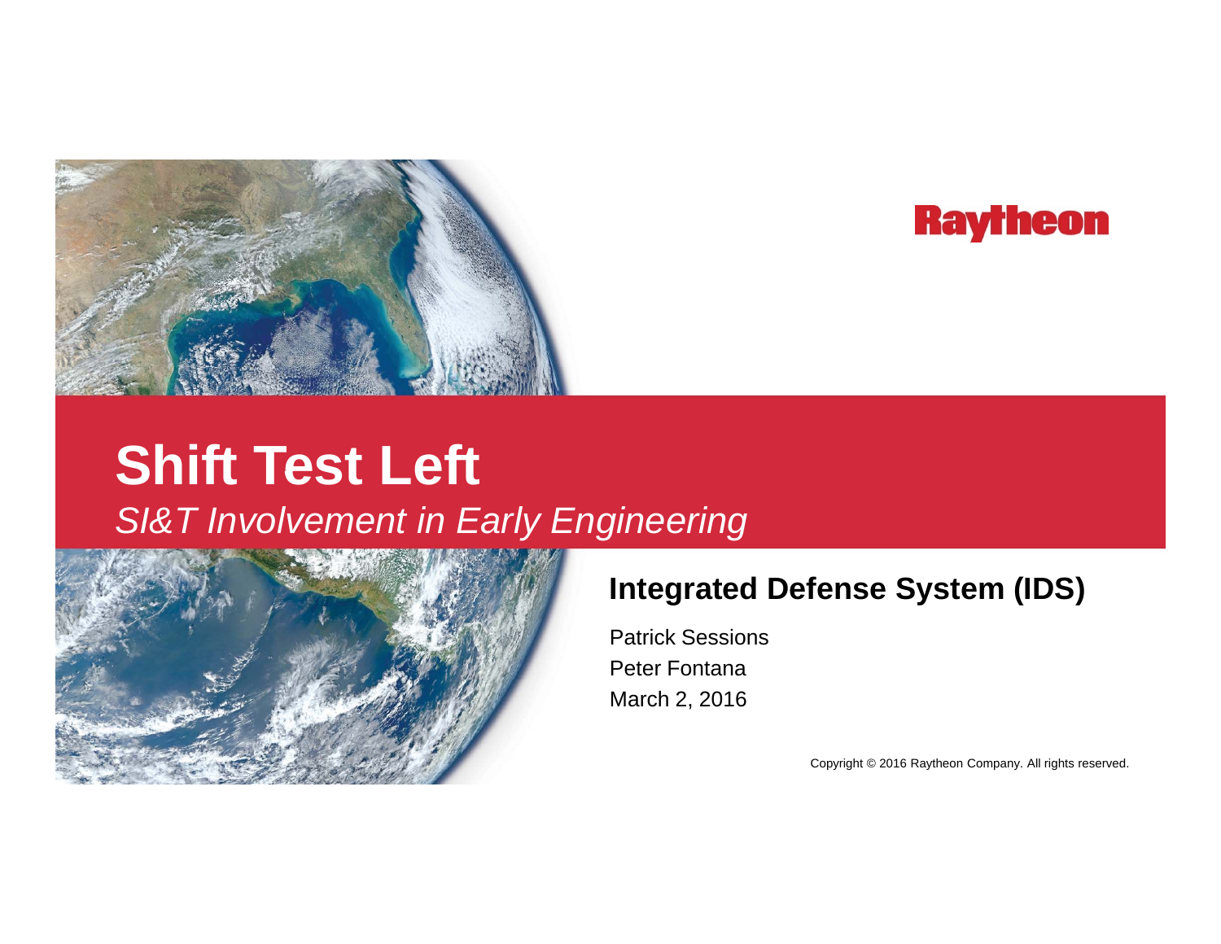Raytheon

# Shift Test Left

*SI&T Involvement in Early Engineering*

## Integrated Defense System (IDS)

Patrick Sessions

Peter Fontana

March 2, 2016

Copyright © 2016 Raytheon Company. All rights reserved.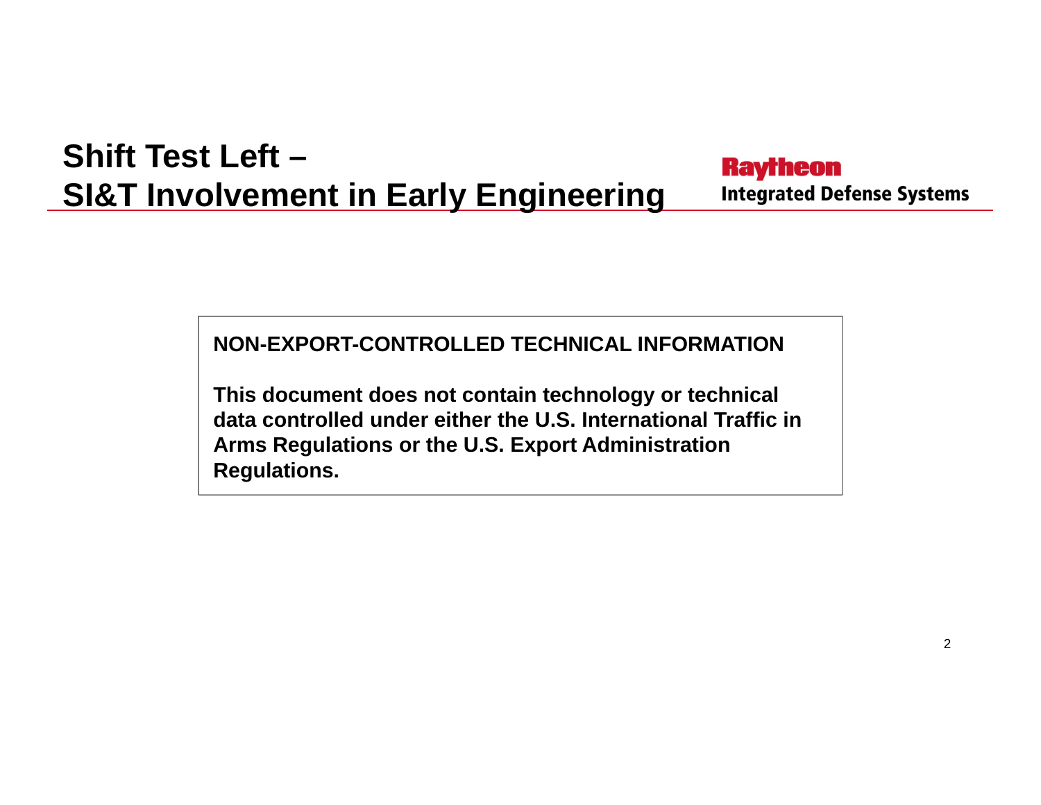# Shift Test Left – SI&T Involvement in Early Engineering

**Raytheon**
**Integrated Defense Systems**

**NON-EXPORT-CONTROLLED TECHNICAL INFORMATION**

**This document does not contain technology or technical data controlled under either the U.S. International Traffic in Arms Regulations or the U.S. Export Administration Regulations.**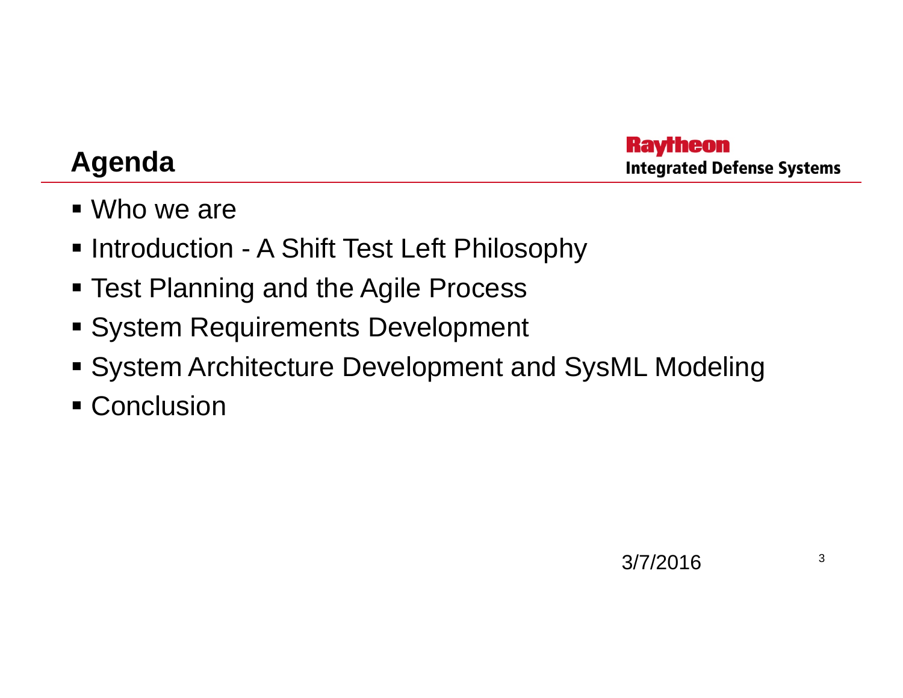## Agenda

- Who we are
- Introduction - A Shift Test Left Philosophy
- Test Planning and the Agile Process
- System Requirements Development
- System Architecture Development and SysML Modeling
- Conclusion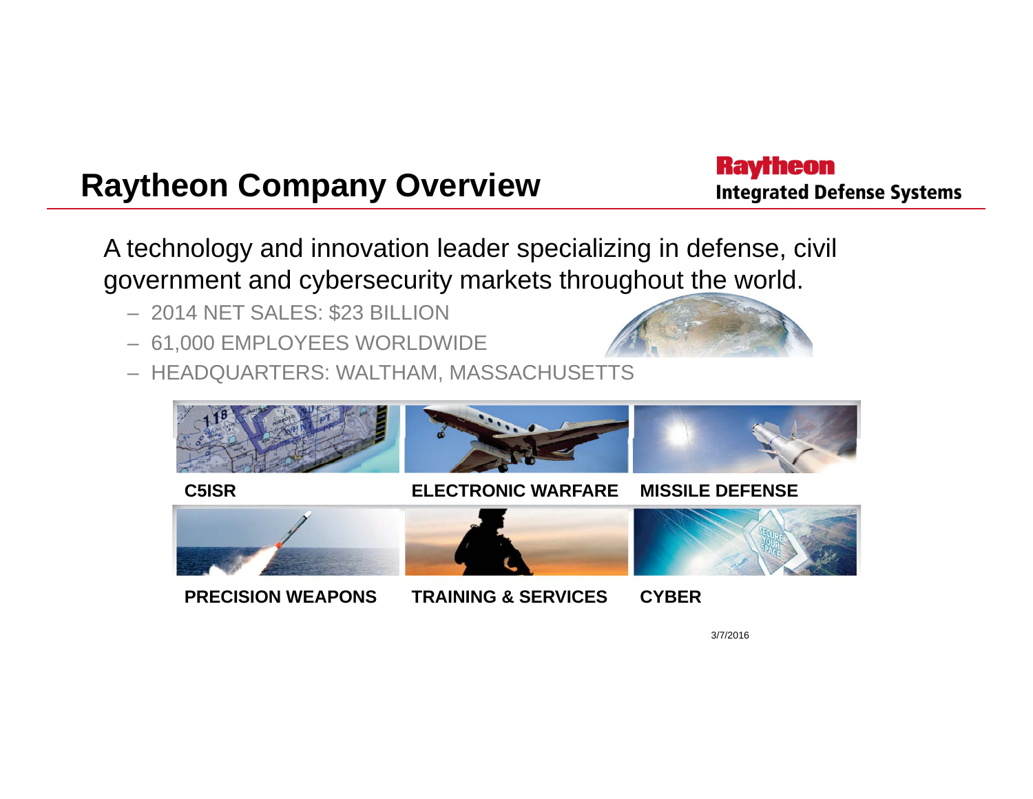# Raytheon Company Overview

Raytheon
Integrated Defense Systems

A technology and innovation leader specializing in defense, civil government and cybersecurity markets throughout the world.

- 2014 NET SALES: $23 BILLION
- 61,000 EMPLOYEES WORLDWIDE
- HEADQUARTERS: WALTHAM, MASSACHUSETTS

**C5ISR** **ELECTRONIC WARFARE** **MISSILE DEFENSE**

**PRECISION WEAPONS** **TRAINING & SERVICES** **CYBER**

3/7/2016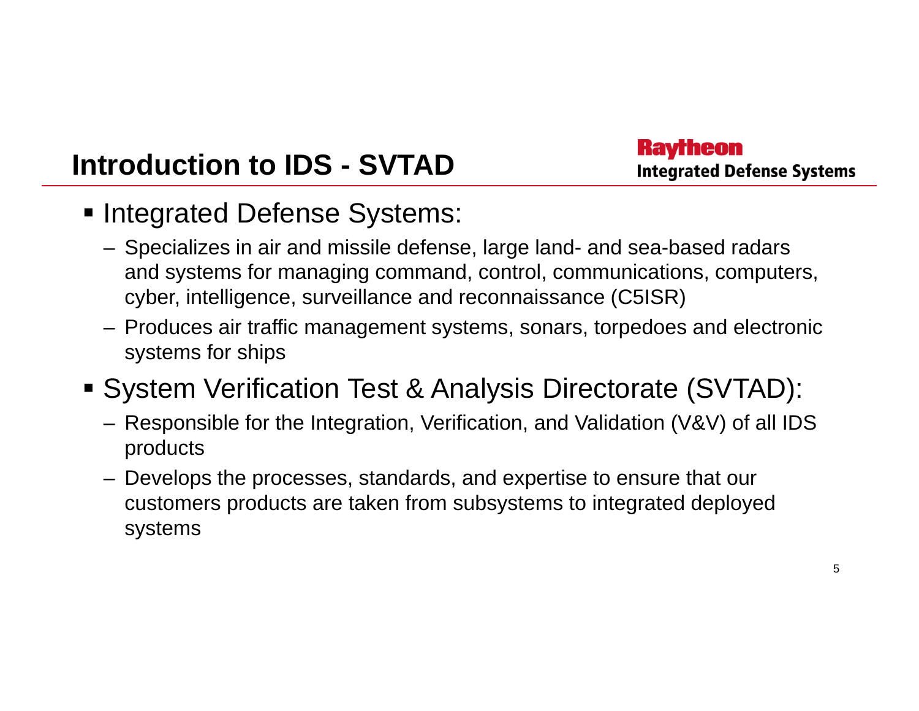# Introduction to IDS - SVTAD

Raytheon
Integrated Defense Systems

- Integrated Defense Systems:
  - Specializes in air and missile defense, large land- and sea-based radars and systems for managing command, control, communications, computers, cyber, intelligence, surveillance and reconnaissance (C5ISR)
  - Produces air traffic management systems, sonars, torpedoes and electronic systems for ships
- System Verification Test & Analysis Directorate (SVTAD):
  - Responsible for the Integration, Verification, and Validation (V&V) of all IDS products
  - Develops the processes, standards, and expertise to ensure that our customers products are taken from subsystems to integrated deployed systems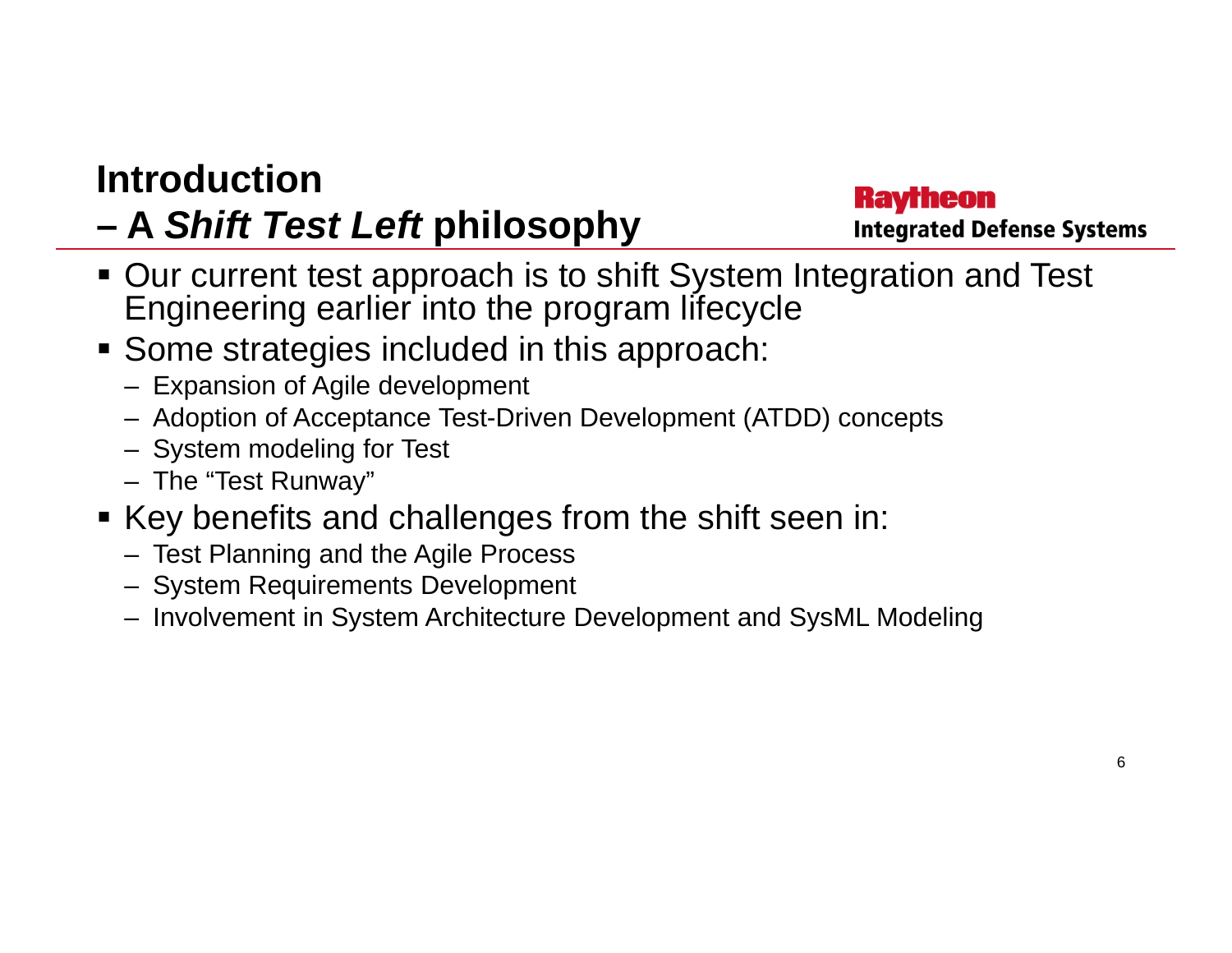# Introduction

## – A *Shift Test Left* philosophy

Raytheon
Integrated Defense Systems

- Our current test approach is to shift System Integration and Test Engineering earlier into the program lifecycle
- Some strategies included in this approach:
  - Expansion of Agile development
  - Adoption of Acceptance Test-Driven Development (ATDD) concepts
  - System modeling for Test
  - The "Test Runway"
- Key benefits and challenges from the shift seen in:
  - Test Planning and the Agile Process
  - System Requirements Development
  - Involvement in System Architecture Development and SysML Modeling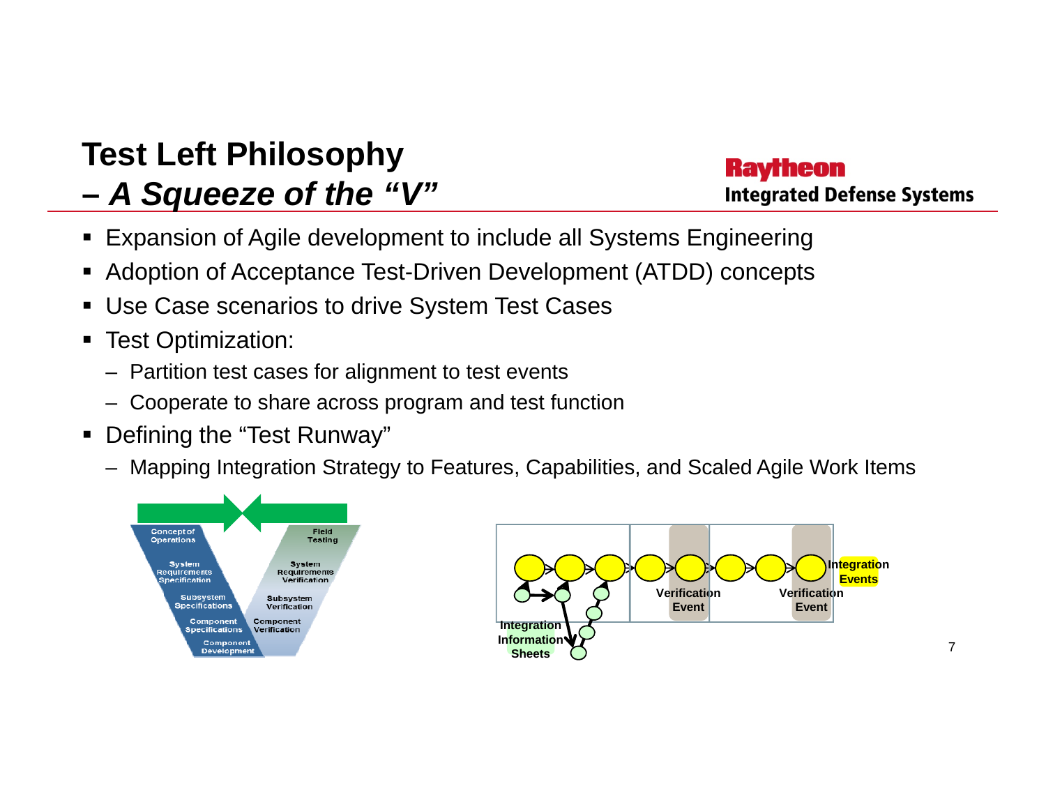# Test Left Philosophy – *A Squeeze of the "V"*

- Expansion of Agile development to include all Systems Engineering
- Adoption of Acceptance Test-Driven Development (ATDD) concepts
- Use Case scenarios to drive System Test Cases
- Test Optimization:
  - Partition test cases for alignment to test events
  - Cooperate to share across program and test function
- Defining the "Test Runway"
  - Mapping Integration Strategy to Features, Capabilities, and Scaled Agile Work Items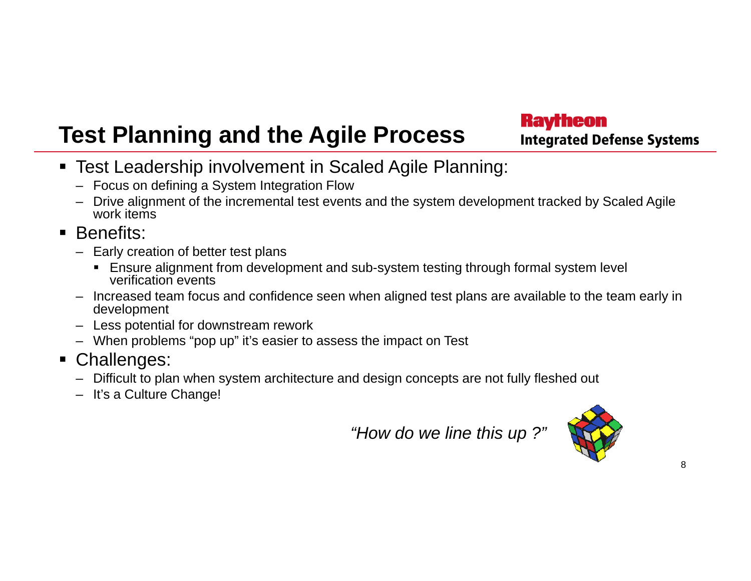# Test Planning and the Agile Process

Raytheon
Integrated Defense Systems

- Test Leadership involvement in Scaled Agile Planning:
  - Focus on defining a System Integration Flow
  - Drive alignment of the incremental test events and the system development tracked by Scaled Agile work items
- Benefits:
  - Early creation of better test plans
    - Ensure alignment from development and sub-system testing through formal system level verification events
  - Increased team focus and confidence seen when aligned test plans are available to the team early in development
  - Less potential for downstream rework
  - When problems “pop up” it’s easier to assess the impact on Test
- Challenges:
  - Difficult to plan when system architecture and design concepts are not fully fleshed out
  - It’s a Culture Change!

*“How do we line this up ?”*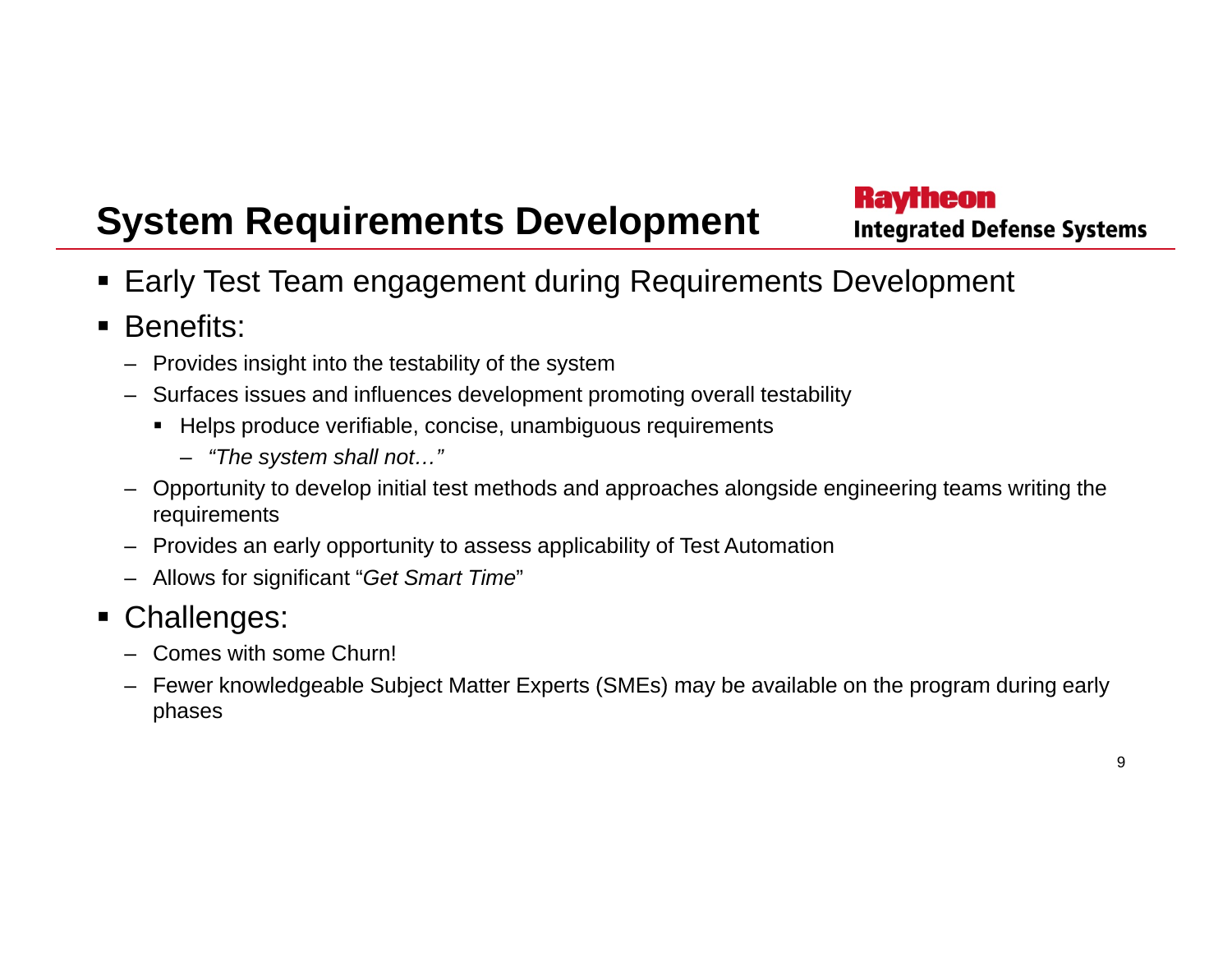# System Requirements Development

Raytheon
Integrated Defense Systems

- Early Test Team engagement during Requirements Development
- Benefits:
  - Provides insight into the testability of the system
  - Surfaces issues and influences development promoting overall testability
    - Helps produce verifiable, concise, unambiguous requirements
      - *"The system shall not…"*
  - Opportunity to develop initial test methods and approaches alongside engineering teams writing the requirements
  - Provides an early opportunity to assess applicability of Test Automation
  - Allows for significant "*Get Smart Time*"
- Challenges:
  - Comes with some Churn!
  - Fewer knowledgeable Subject Matter Experts (SMEs) may be available on the program during early phases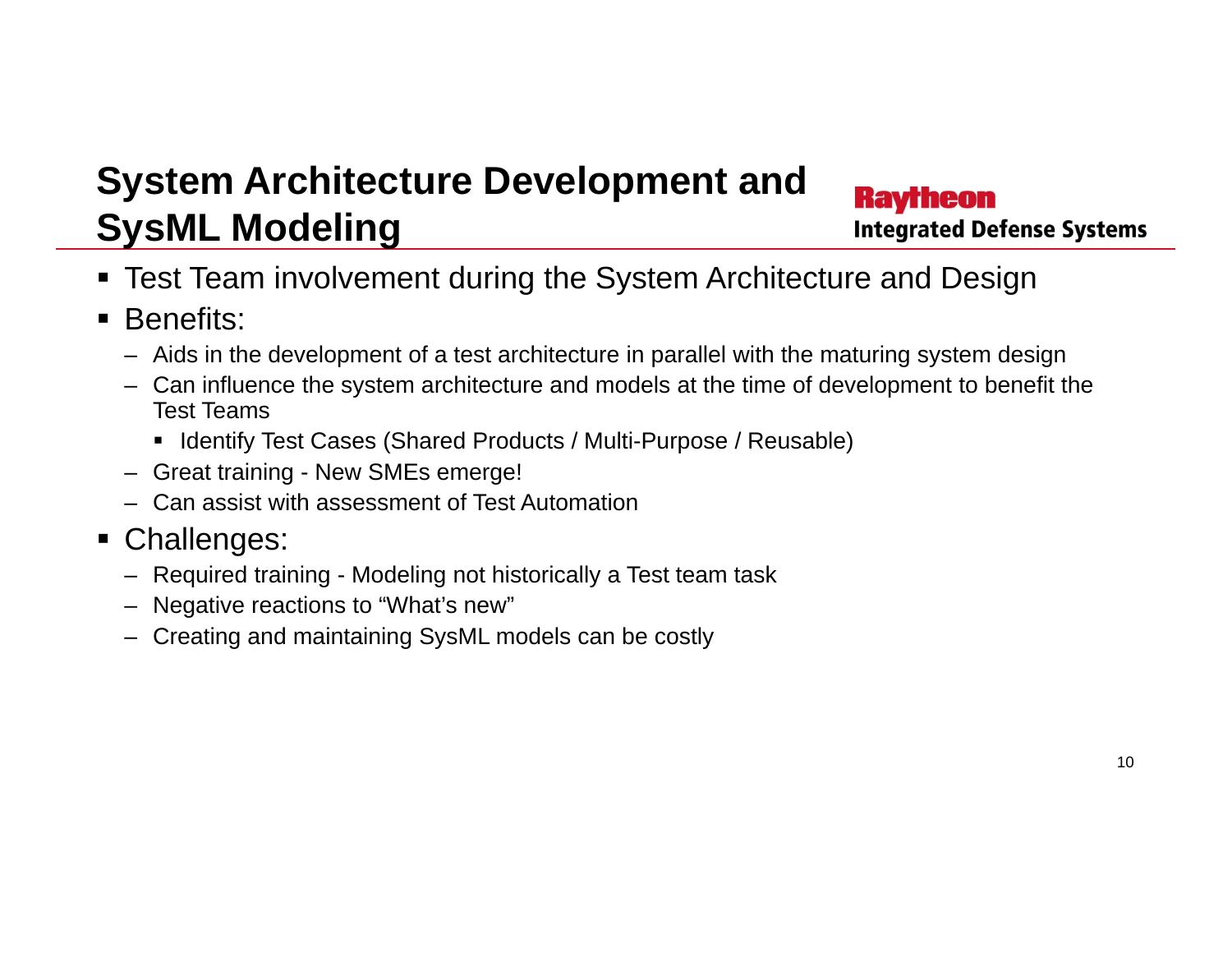# System Architecture Development and SysML Modeling

Raytheon
Integrated Defense Systems

- Test Team involvement during the System Architecture and Design
- Benefits:
  - Aids in the development of a test architecture in parallel with the maturing system design
  - Can influence the system architecture and models at the time of development to benefit the Test Teams
    - Identify Test Cases (Shared Products / Multi-Purpose / Reusable)
  - Great training - New SMEs emerge!
  - Can assist with assessment of Test Automation
- Challenges:
  - Required training - Modeling not historically a Test team task
  - Negative reactions to “What’s new”
  - Creating and maintaining SysML models can be costly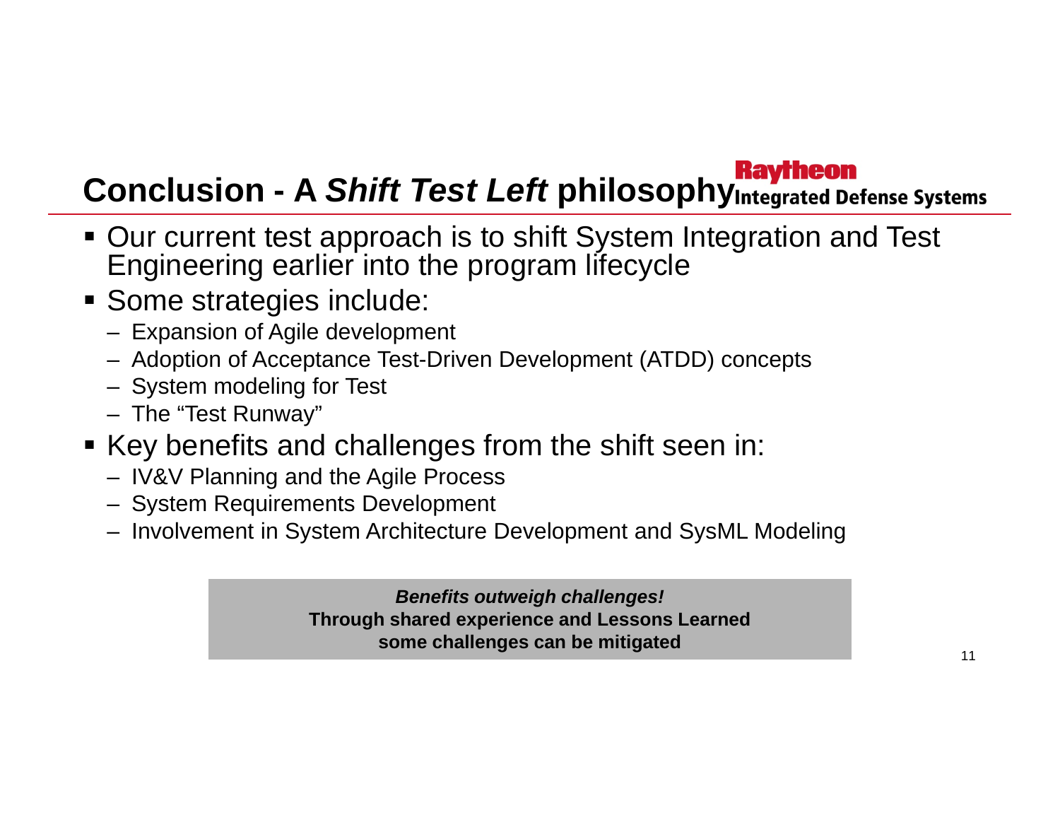# Conclusion - A *Shift Test Left* philosophy

- Our current test approach is to shift System Integration and Test Engineering earlier into the program lifecycle
- Some strategies include:
  - Expansion of Agile development
  - Adoption of Acceptance Test-Driven Development (ATDD) concepts
  - System modeling for Test
  - The "Test Runway"
- Key benefits and challenges from the shift seen in:
  - IV&V Planning and the Agile Process
  - System Requirements Development
  - Involvement in System Architecture Development and SysML Modeling

***Benefits outweigh challenges!***
**Through shared experience and Lessons Learned some challenges can be mitigated**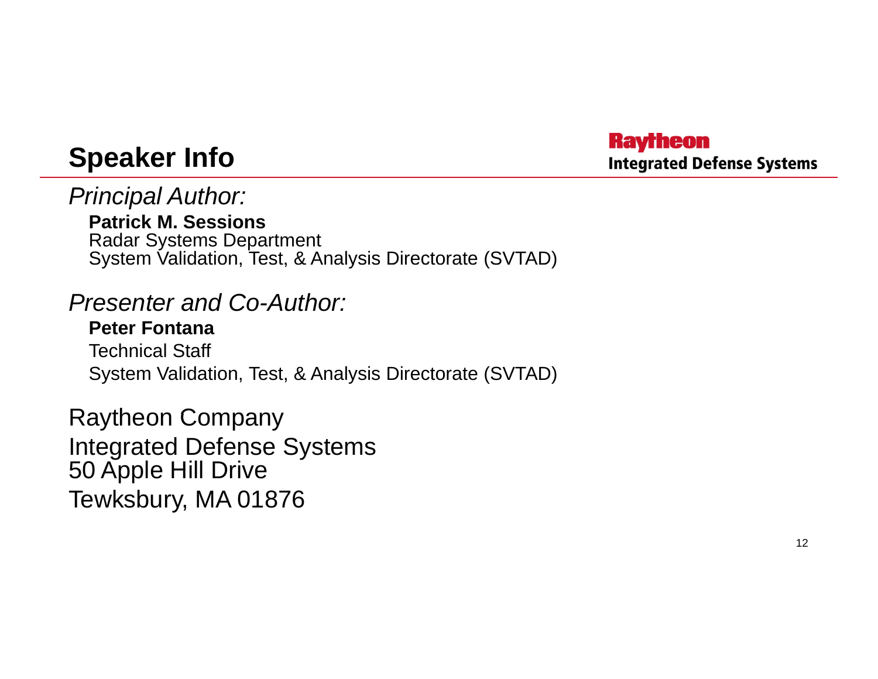# Speaker Info

Raytheon
Integrated Defense Systems

*Principal Author:*

**Patrick M. Sessions**
Radar Systems Department
System Validation, Test, & Analysis Directorate (SVTAD)

*Presenter and Co-Author:*

**Peter Fontana**
Technical Staff
System Validation, Test, & Analysis Directorate (SVTAD)

Raytheon Company
Integrated Defense Systems
50 Apple Hill Drive
Tewksbury, MA 01876